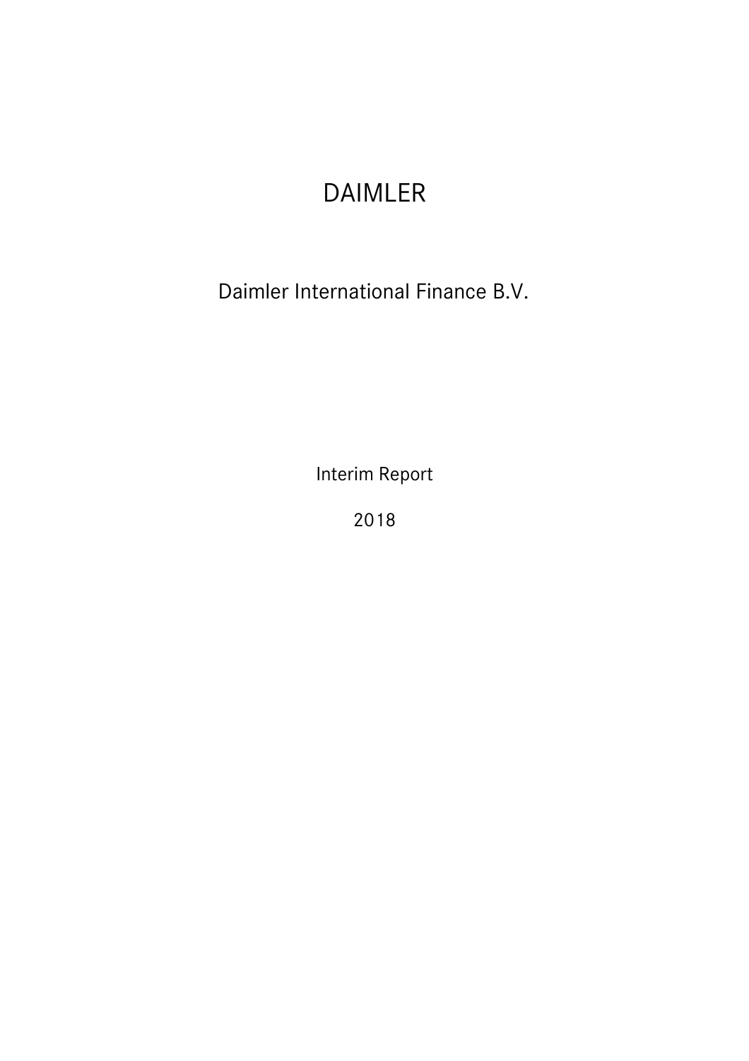# DAIMLER

## Daimler International Finance B.V.

Interim Report

2018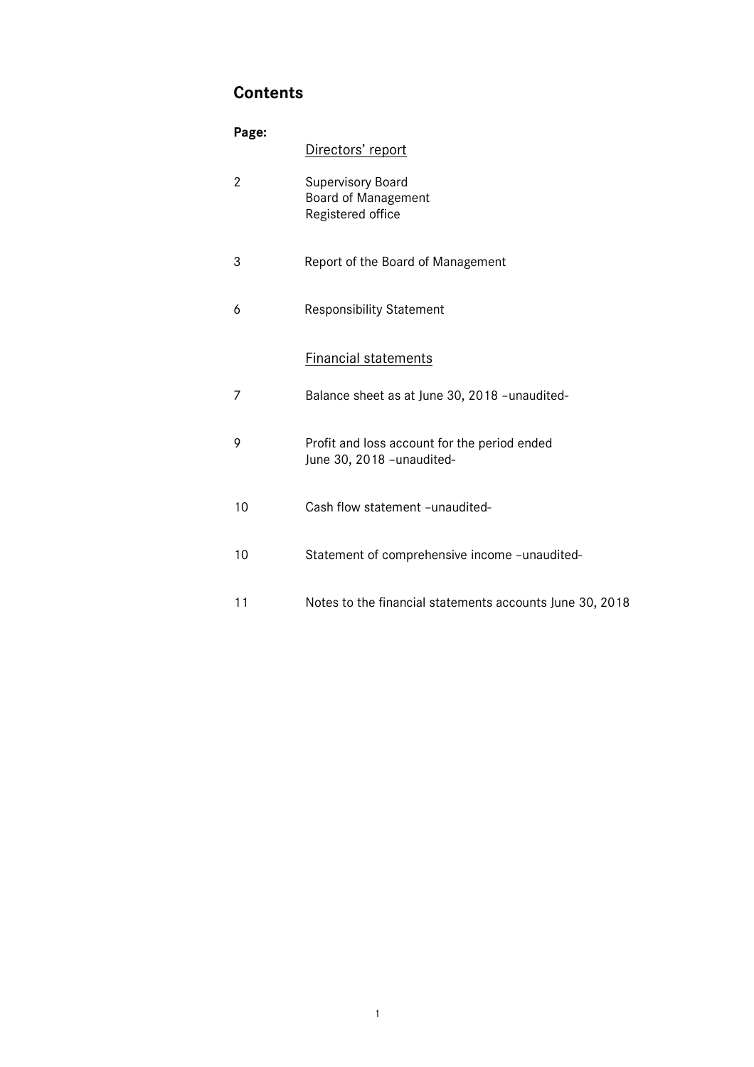## Contents

| Page: | |
|---|---|
| | Directors' report |
| 2 | Supervisory Board<br>Board of Management<br>Registered office |
| 3 | Report of the Board of Management |
| 6 | Responsibility Statement |
| | Financial statements |
| 7 | Balance sheet as at June 30, 2018 –unaudited- |
| 9 | Profit and loss account for the period ended June 30, 2018 –unaudited- |
| 10 | Cash flow statement –unaudited- |
| 10 | Statement of comprehensive income –unaudited- |
| 11 | Notes to the financial statements accounts June 30, 2018 |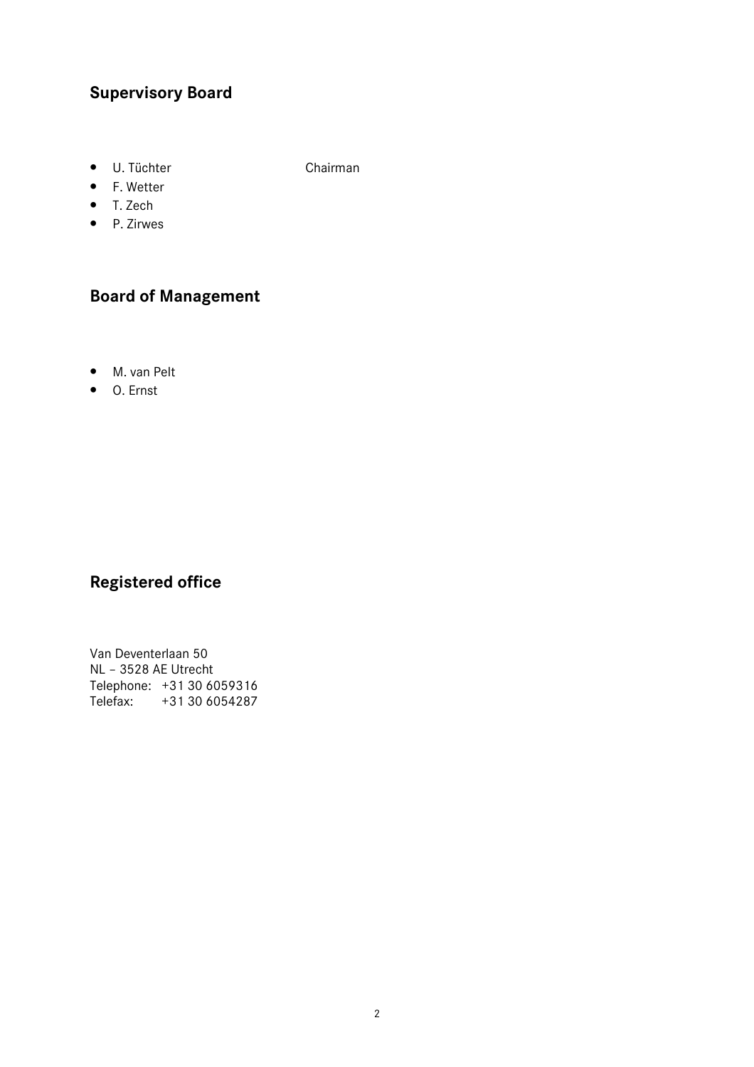## Supervisory Board

- U. Tüchter Chairman
- F. Wetter
- T. Zech
- P. Zirwes

## Board of Management

- M. van Pelt
- O. Ernst

## Registered office

Van Deventerlaan 50
NL – 3528 AE Utrecht
Telephone: +31 30 6059316
Telefax: +31 30 6054287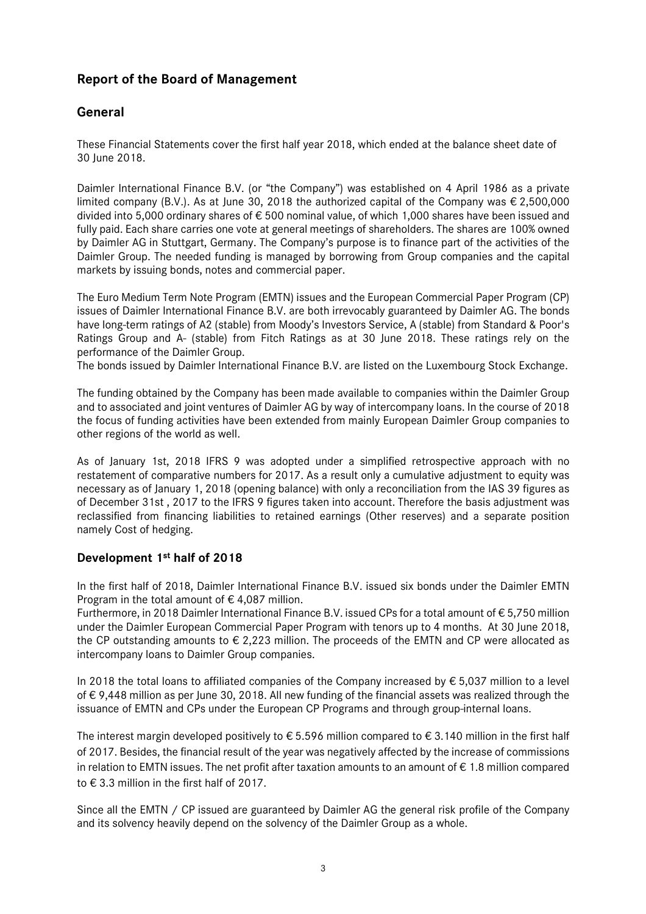# Report of the Board of Management

## General

These Financial Statements cover the first half year 2018, which ended at the balance sheet date of 30 June 2018.

Daimler International Finance B.V. (or "the Company") was established on 4 April 1986 as a private limited company (B.V.). As at June 30, 2018 the authorized capital of the Company was € 2,500,000 divided into 5,000 ordinary shares of € 500 nominal value, of which 1,000 shares have been issued and fully paid. Each share carries one vote at general meetings of shareholders. The shares are 100% owned by Daimler AG in Stuttgart, Germany. The Company's purpose is to finance part of the activities of the Daimler Group. The needed funding is managed by borrowing from Group companies and the capital markets by issuing bonds, notes and commercial paper.

The Euro Medium Term Note Program (EMTN) issues and the European Commercial Paper Program (CP) issues of Daimler International Finance B.V. are both irrevocably guaranteed by Daimler AG. The bonds have long-term ratings of A2 (stable) from Moody's Investors Service, A (stable) from Standard & Poor's Ratings Group and A- (stable) from Fitch Ratings as at 30 June 2018. These ratings rely on the performance of the Daimler Group.
The bonds issued by Daimler International Finance B.V. are listed on the Luxembourg Stock Exchange.

The funding obtained by the Company has been made available to companies within the Daimler Group and to associated and joint ventures of Daimler AG by way of intercompany loans. In the course of 2018 the focus of funding activities have been extended from mainly European Daimler Group companies to other regions of the world as well.

As of January 1st, 2018 IFRS 9 was adopted under a simplified retrospective approach with no restatement of comparative numbers for 2017. As a result only a cumulative adjustment to equity was necessary as of January 1, 2018 (opening balance) with only a reconciliation from the IAS 39 figures as of December 31st , 2017 to the IFRS 9 figures taken into account. Therefore the basis adjustment was reclassified from financing liabilities to retained earnings (Other reserves) and a separate position namely Cost of hedging.

## Development 1st half of 2018

In the first half of 2018, Daimler International Finance B.V. issued six bonds under the Daimler EMTN Program in the total amount of € 4,087 million.
Furthermore, in 2018 Daimler International Finance B.V. issued CPs for a total amount of € 5,750 million under the Daimler European Commercial Paper Program with tenors up to 4 months. At 30 June 2018, the CP outstanding amounts to € 2,223 million. The proceeds of the EMTN and CP were allocated as intercompany loans to Daimler Group companies.

In 2018 the total loans to affiliated companies of the Company increased by € 5,037 million to a level of € 9,448 million as per June 30, 2018. All new funding of the financial assets was realized through the issuance of EMTN and CPs under the European CP Programs and through group-internal loans.

The interest margin developed positively to € 5.596 million compared to € 3.140 million in the first half of 2017. Besides, the financial result of the year was negatively affected by the increase of commissions in relation to EMTN issues. The net profit after taxation amounts to an amount of € 1.8 million compared to € 3.3 million in the first half of 2017.

Since all the EMTN / CP issued are guaranteed by Daimler AG the general risk profile of the Company and its solvency heavily depend on the solvency of the Daimler Group as a whole.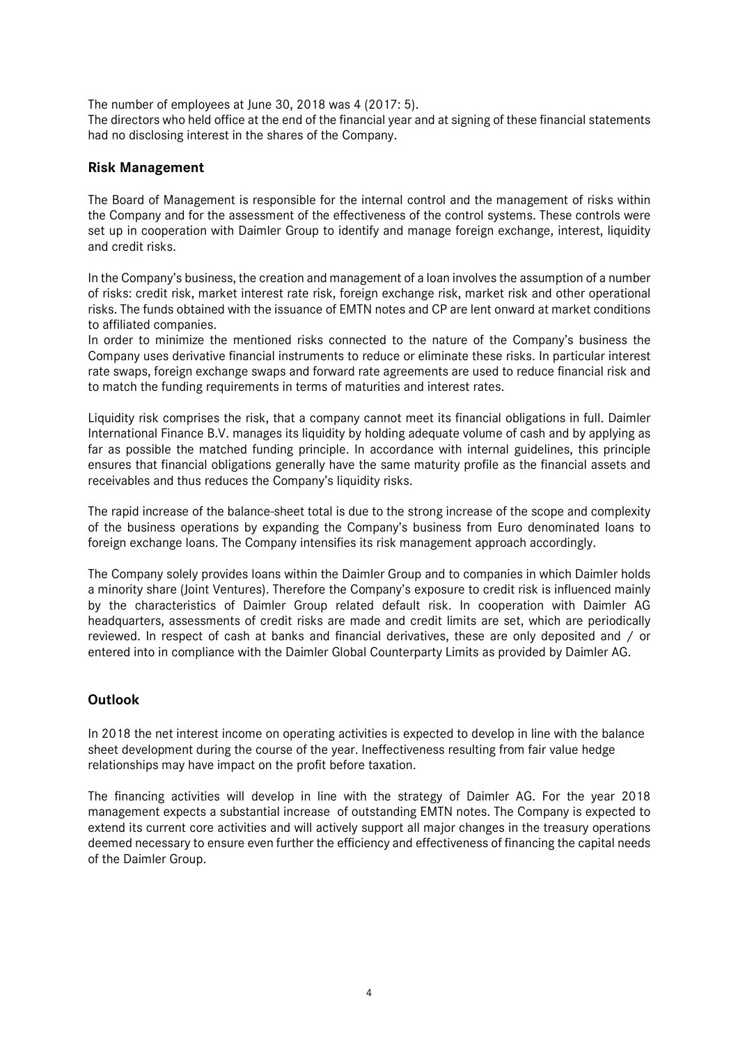The number of employees at June 30, 2018 was 4 (2017: 5).
The directors who held office at the end of the financial year and at signing of these financial statements had no disclosing interest in the shares of the Company.

## Risk Management

The Board of Management is responsible for the internal control and the management of risks within the Company and for the assessment of the effectiveness of the control systems. These controls were set up in cooperation with Daimler Group to identify and manage foreign exchange, interest, liquidity and credit risks.

In the Company's business, the creation and management of a loan involves the assumption of a number of risks: credit risk, market interest rate risk, foreign exchange risk, market risk and other operational risks. The funds obtained with the issuance of EMTN notes and CP are lent onward at market conditions to affiliated companies.
In order to minimize the mentioned risks connected to the nature of the Company's business the Company uses derivative financial instruments to reduce or eliminate these risks. In particular interest rate swaps, foreign exchange swaps and forward rate agreements are used to reduce financial risk and to match the funding requirements in terms of maturities and interest rates.

Liquidity risk comprises the risk, that a company cannot meet its financial obligations in full. Daimler International Finance B.V. manages its liquidity by holding adequate volume of cash and by applying as far as possible the matched funding principle. In accordance with internal guidelines, this principle ensures that financial obligations generally have the same maturity profile as the financial assets and receivables and thus reduces the Company's liquidity risks.

The rapid increase of the balance-sheet total is due to the strong increase of the scope and complexity of the business operations by expanding the Company's business from Euro denominated loans to foreign exchange loans. The Company intensifies its risk management approach accordingly.

The Company solely provides loans within the Daimler Group and to companies in which Daimler holds a minority share (Joint Ventures). Therefore the Company's exposure to credit risk is influenced mainly by the characteristics of Daimler Group related default risk. In cooperation with Daimler AG headquarters, assessments of credit risks are made and credit limits are set, which are periodically reviewed. In respect of cash at banks and financial derivatives, these are only deposited and / or entered into in compliance with the Daimler Global Counterparty Limits as provided by Daimler AG.

## Outlook

In 2018 the net interest income on operating activities is expected to develop in line with the balance sheet development during the course of the year. Ineffectiveness resulting from fair value hedge relationships may have impact on the profit before taxation.

The financing activities will develop in line with the strategy of Daimler AG. For the year 2018 management expects a substantial increase of outstanding EMTN notes. The Company is expected to extend its current core activities and will actively support all major changes in the treasury operations deemed necessary to ensure even further the efficiency and effectiveness of financing the capital needs of the Daimler Group.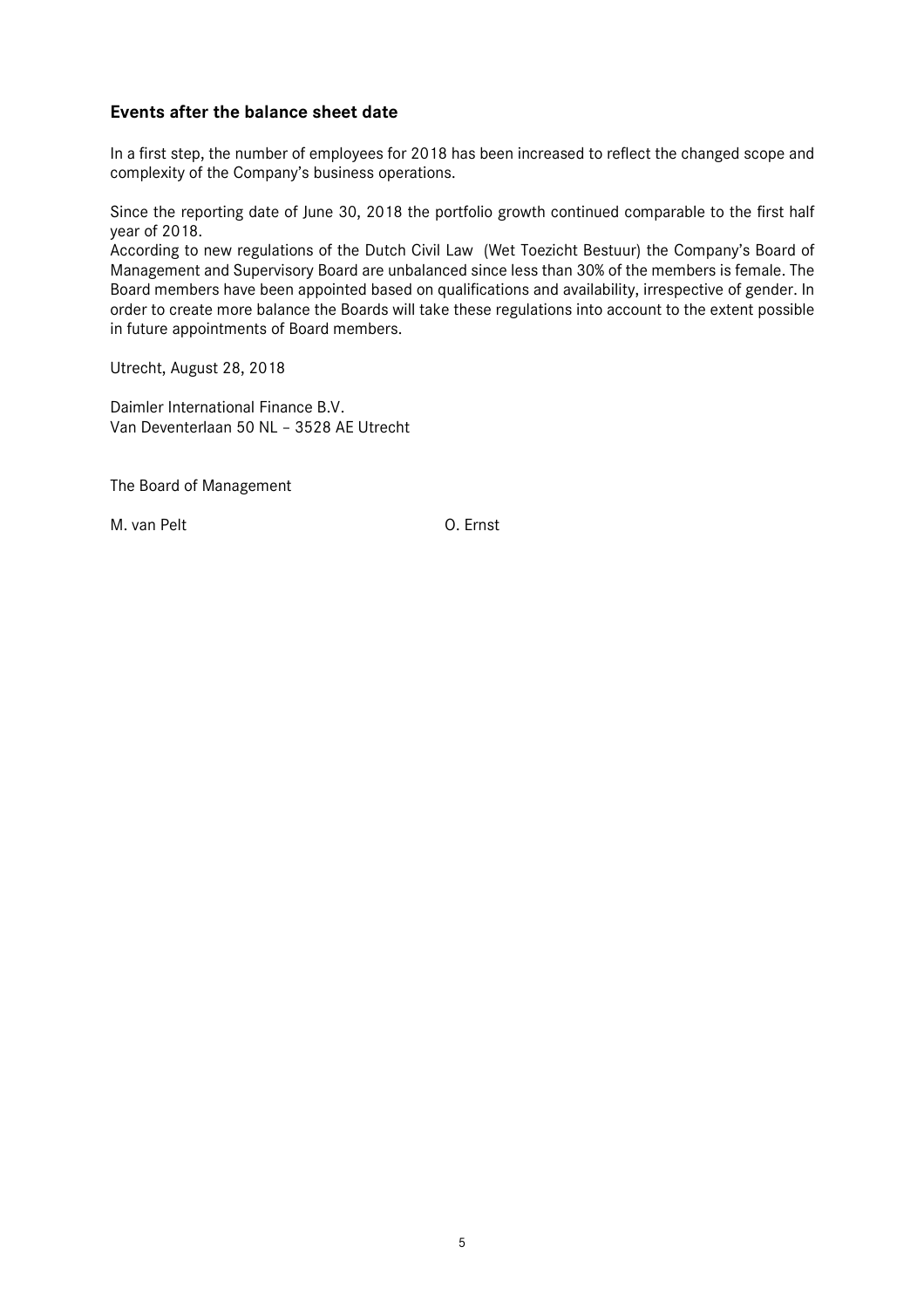## Events after the balance sheet date

In a first step, the number of employees for 2018 has been increased to reflect the changed scope and complexity of the Company's business operations.

Since the reporting date of June 30, 2018 the portfolio growth continued comparable to the first half year of 2018.
According to new regulations of the Dutch Civil Law (Wet Toezicht Bestuur) the Company's Board of Management and Supervisory Board are unbalanced since less than 30% of the members is female. The Board members have been appointed based on qualifications and availability, irrespective of gender. In order to create more balance the Boards will take these regulations into account to the extent possible in future appointments of Board members.

Utrecht, August 28, 2018

Daimler International Finance B.V.
Van Deventerlaan 50 NL – 3528 AE Utrecht

The Board of Management

M. van Pelt O. Ernst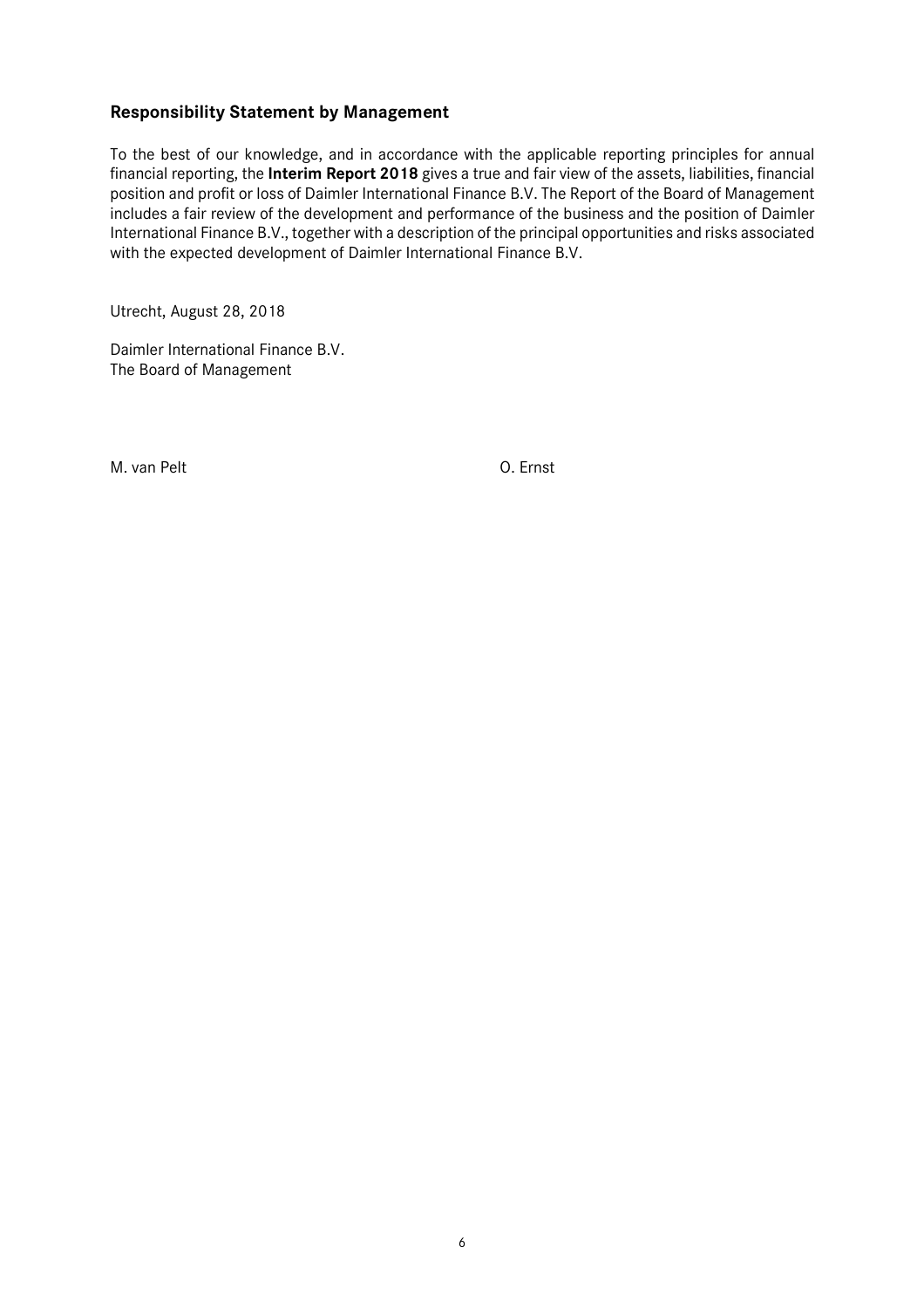## Responsibility Statement by Management

To the best of our knowledge, and in accordance with the applicable reporting principles for annual financial reporting, the **Interim Report 2018** gives a true and fair view of the assets, liabilities, financial position and profit or loss of Daimler International Finance B.V. The Report of the Board of Management includes a fair review of the development and performance of the business and the position of Daimler International Finance B.V., together with a description of the principal opportunities and risks associated with the expected development of Daimler International Finance B.V.

Utrecht, August 28, 2018

Daimler International Finance B.V.
The Board of Management

M. van Pelt

O. Ernst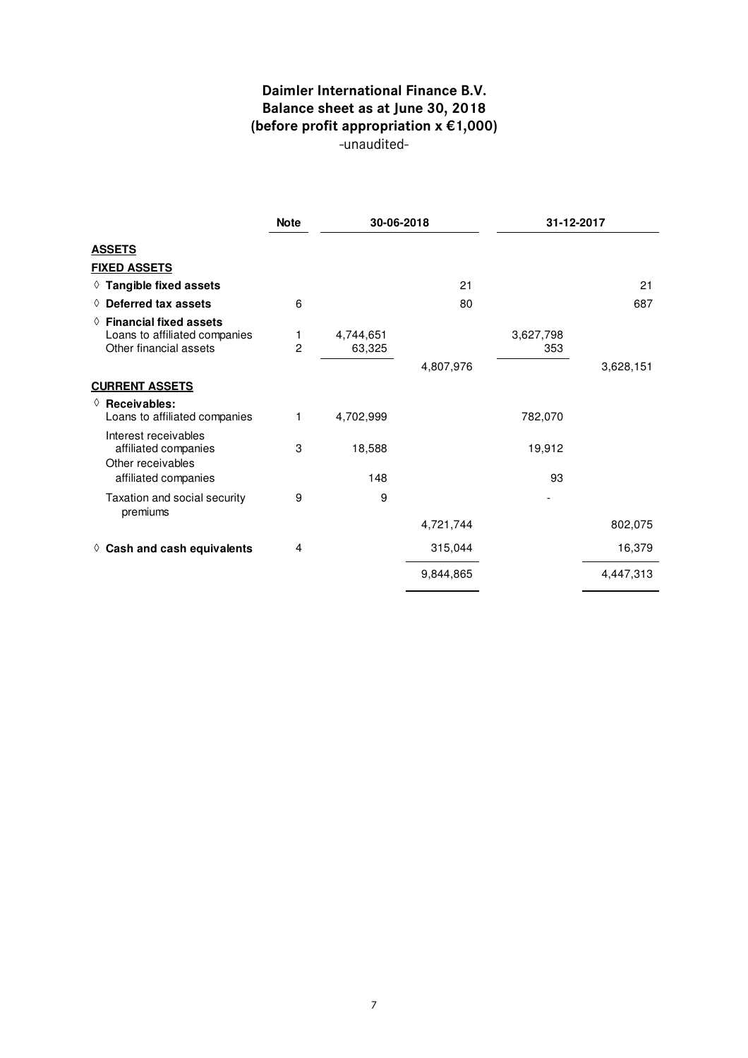# Daimler International Finance B.V.
## Balance sheet as at June 30, 2018
## (before profit appropriation x €1,000)
-unaudited-

| | Note | 30-06-2018 | | 31-12-2017 | |
|---|---|---|---|---|---|
| **ASSETS** | | | | | |
| **FIXED ASSETS** | | | | | |
| ◊ **Tangible fixed assets** | | | 21 | | 21 |
| ◊ **Deferred tax assets** | 6 | | 80 | | 687 |
| ◊ **Financial fixed assets** | | | | | |
| Loans to affiliated companies | 1 | 4,744,651 | | 3,627,798 | |
| Other financial assets | 2 | 63,325 | | 353 | |
| | | | 4,807,976 | | 3,628,151 |
| **CURRENT ASSETS** | | | | | |
| ◊ **Receivables:** | | | | | |
| Loans to affiliated companies | 1 | 4,702,999 | | 782,070 | |
| Interest receivables affiliated companies | 3 | 18,588 | | 19,912 | |
| Other receivables affiliated companies | | 148 | | 93 | |
| Taxation and social security premiums | 9 | 9 | | - | |
| | | | 4,721,744 | | 802,075 |
| ◊ **Cash and cash equivalents** | 4 | | 315,044 | | 16,379 |
| | | | 9,844,865 | | 4,447,313 |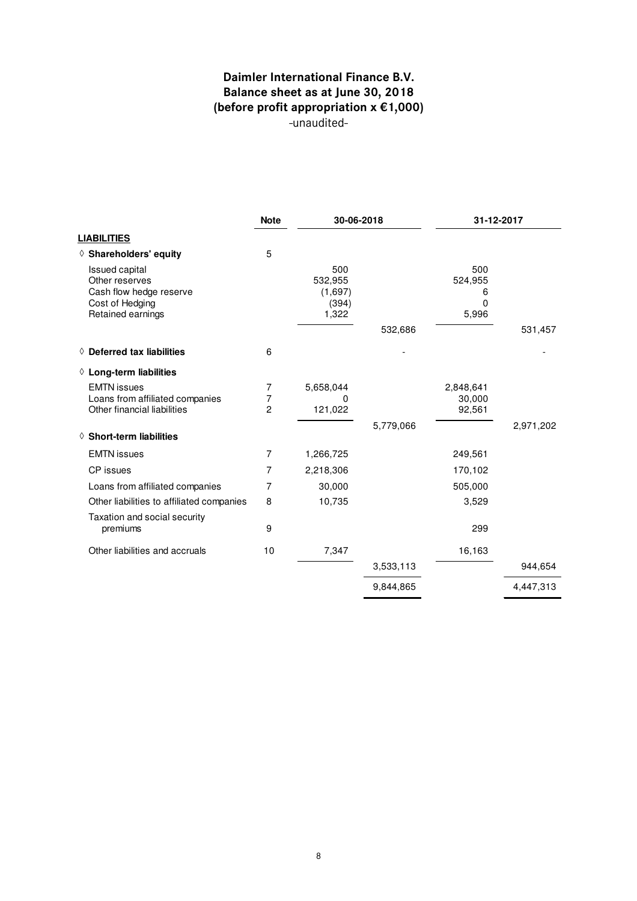# Daimler International Finance B.V.
## Balance sheet as at June 30, 2018
## (before profit appropriation x €1,000)
-unaudited-

| | Note | 30-06-2018 | | 31-12-2017 | |
|---|---|---|---|---|---|
| **LIABILITIES** | | | | | |
| ◊ **Shareholders' equity** | 5 | | | | |
| Issued capital | | 500 | | 500 | |
| Other reserves | | 532,955 | | 524,955 | |
| Cash flow hedge reserve | | (1,697) | | 6 | |
| Cost of Hedging | | (394) | | 0 | |
| Retained earnings | | 1,322 | | 5,996 | |
| | | | 532,686 | | 531,457 |
| ◊ **Deferred tax liabilities** | 6 | | - | | - |
| ◊ **Long-term liabilities** | | | | | |
| EMTN issues | 7 | 5,658,044 | | 2,848,641 | |
| Loans from affiliated companies | 7 | 0 | | 30,000 | |
| Other financial liabilities | 2 | 121,022 | | 92,561 | |
| | | | 5,779,066 | | 2,971,202 |
| ◊ **Short-term liabilities** | | | | | |
| EMTN issues | 7 | 1,266,725 | | 249,561 | |
| CP issues | 7 | 2,218,306 | | 170,102 | |
| Loans from affiliated companies | 7 | 30,000 | | 505,000 | |
| Other liabilities to affiliated companies | 8 | 10,735 | | 3,529 | |
| Taxation and social security premiums | 9 | | | 299 | |
| Other liabilities and accruals | 10 | 7,347 | | 16,163 | |
| | | | 3,533,113 | | 944,654 |
| | | | 9,844,865 | | 4,447,313 |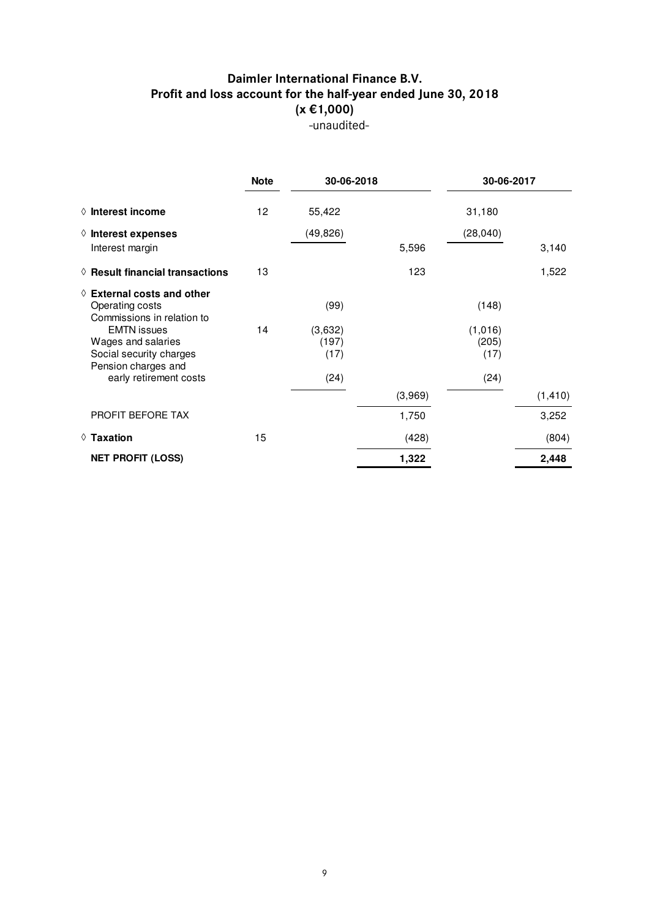## Daimler International Finance B.V.
## Profit and loss account for the half-year ended June 30, 2018
## (x €1,000)
-unaudited-

| | Note | 30-06-2018 | | 30-06-2017 | |
|---|---|---|---|---|---|
| ◊ **Interest income** | 12 | 55,422 | | 31,180 | |
| ◊ **Interest expenses** | | (49,826) | | (28,040) | |
| Interest margin | | | 5,596 | | 3,140 |
| ◊ **Result financial transactions** | 13 | | 123 | | 1,522 |
| ◊ **External costs and other** | | | | | |
| Operating costs | | (99) | | (148) | |
| Commissions in relation to EMTN issues | 14 | (3,632) | | (1,016) | |
| Wages and salaries | | (197) | | (205) | |
| Social security charges | | (17) | | (17) | |
| Pension charges and early retirement costs | | (24) | | (24) | |
| | | | (3,969) | | (1,410) |
| PROFIT BEFORE TAX | | | 1,750 | | 3,252 |
| ◊ **Taxation** | 15 | | (428) | | (804) |
| **NET PROFIT (LOSS)** | | | **1,322** | | **2,448** |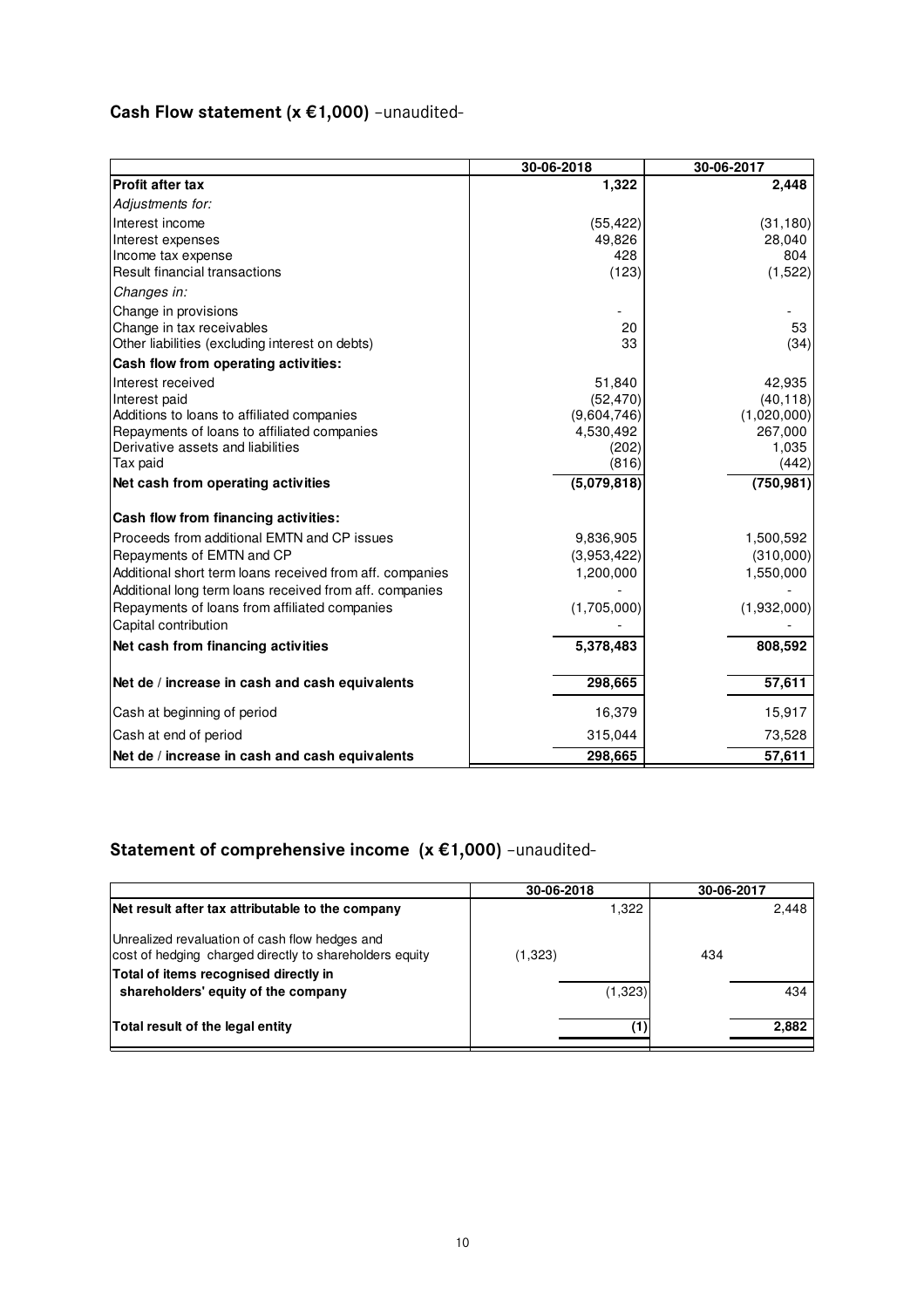## Cash Flow statement (x €1,000) -unaudited-

| | 30-06-2018 | 30-06-2017 |
|---|---|---|
| **Profit after tax** | **1,322** | **2,448** |
| *Adjustments for:* | | |
| Interest income | (55,422) | (31,180) |
| Interest expenses | 49,826 | 28,040 |
| Income tax expense | 428 | 804 |
| Result financial transactions | (123) | (1,522) |
| *Changes in:* | | |
| Change in provisions | - | - |
| Change in tax receivables | 20 | 53 |
| Other liabilities (excluding interest on debts) | 33 | (34) |
| **Cash flow from operating activities:** | | |
| Interest received | 51,840 | 42,935 |
| Interest paid | (52,470) | (40,118) |
| Additions to loans to affiliated companies | (9,604,746) | (1,020,000) |
| Repayments of loans to affiliated companies | 4,530,492 | 267,000 |
| Derivative assets and liabilities | (202) | 1,035 |
| Tax paid | (816) | (442) |
| **Net cash from operating activities** | **(5,079,818)** | **(750,981)** |
| **Cash flow from financing activities:** | | |
| Proceeds from additional EMTN and CP issues | 9,836,905 | 1,500,592 |
| Repayments of EMTN and CP | (3,953,422) | (310,000) |
| Additional short term loans received from aff. companies | 1,200,000 | 1,550,000 |
| Additional long term loans received from aff. companies | - | - |
| Repayments of loans from affiliated companies | (1,705,000) | (1,932,000) |
| Capital contribution | - | - |
| **Net cash from financing activities** | **5,378,483** | **808,592** |
| **Net de / increase in cash and cash equivalents** | **298,665** | **57,611** |
| Cash at beginning of period | 16,379 | 15,917 |
| Cash at end of period | 315,044 | 73,528 |
| **Net de / increase in cash and cash equivalents** | **298,665** | **57,611** |

## Statement of comprehensive income (x €1,000) -unaudited-

| | 30-06-2018 | | 30-06-2017 | |
|---|---|---|---|---|
| **Net result after tax attributable to the company** | | 1,322 | | 2,448 |
| Unrealized revaluation of cash flow hedges and cost of hedging charged directly to shareholders equity | (1,323) | | 434 | |
| **Total of items recognised directly in shareholders' equity of the company** | | (1,323) | | 434 |
| **Total result of the legal entity** | | **(1)** | | **2,882** |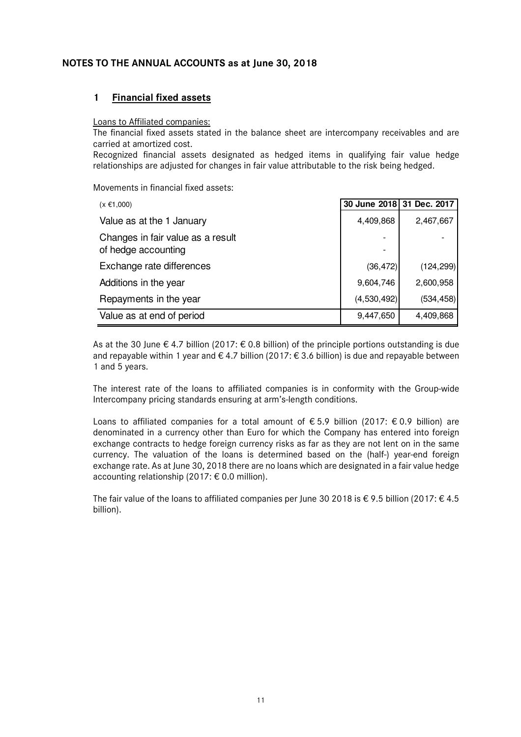## NOTES TO THE ANNUAL ACCOUNTS as at June 30, 2018

### 1 Financial fixed assets

Loans to Affiliated companies:

The financial fixed assets stated in the balance sheet are intercompany receivables and are carried at amortized cost.

Recognized financial assets designated as hedged items in qualifying fair value hedge relationships are adjusted for changes in fair value attributable to the risk being hedged.

Movements in financial fixed assets:

| (x €1,000) | 30 June 2018 | 31 Dec. 2017 |
|---|---|---|
| Value as at the 1 January | 4,409,868 | 2,467,667 |
| Changes in fair value as a result of hedge accounting | - | - |
| Exchange rate differences | (36,472) | (124,299) |
| Additions in the year | 9,604,746 | 2,600,958 |
| Repayments in the year | (4,530,492) | (534,458) |
| Value as at end of period | 9,447,650 | 4,409,868 |

As at the 30 June € 4.7 billion (2017: € 0.8 billion) of the principle portions outstanding is due and repayable within 1 year and € 4.7 billion (2017: € 3.6 billion) is due and repayable between 1 and 5 years.

The interest rate of the loans to affiliated companies is in conformity with the Group-wide Intercompany pricing standards ensuring at arm's-length conditions.

Loans to affiliated companies for a total amount of € 5.9 billion (2017: € 0.9 billion) are denominated in a currency other than Euro for which the Company has entered into foreign exchange contracts to hedge foreign currency risks as far as they are not lent on in the same currency. The valuation of the loans is determined based on the (half-) year-end foreign exchange rate. As at June 30, 2018 there are no loans which are designated in a fair value hedge accounting relationship (2017: € 0.0 million).

The fair value of the loans to affiliated companies per June 30 2018 is € 9.5 billion (2017: € 4.5 billion).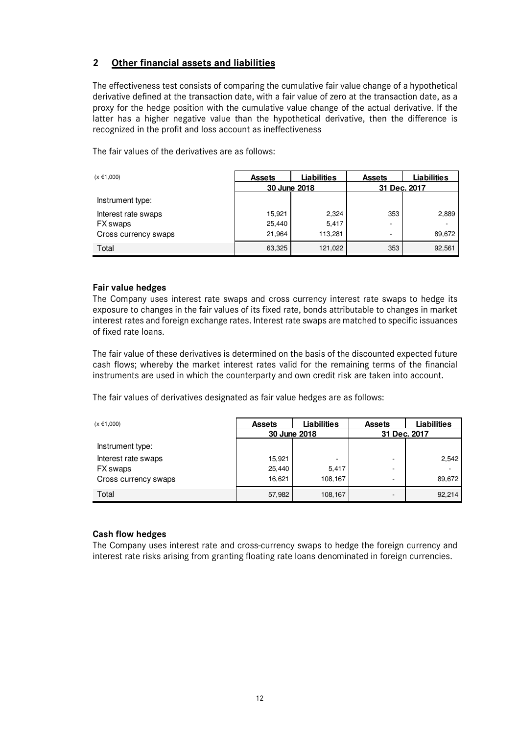## 2 Other financial assets and liabilities

The effectiveness test consists of comparing the cumulative fair value change of a hypothetical derivative defined at the transaction date, with a fair value of zero at the transaction date, as a proxy for the hedge position with the cumulative value change of the actual derivative. If the latter has a higher negative value than the hypothetical derivative, then the difference is recognized in the profit and loss account as ineffectiveness

The fair values of the derivatives are as follows:

| (x €1,000) | Assets | Liabilities | Assets | Liabilities |
|---|---|---|---|---|
| | 30 June 2018 | | 31 Dec. 2017 | |
| Instrument type: | | | | |
| Interest rate swaps | 15,921 | 2,324 | 353 | 2,889 |
| FX swaps | 25,440 | 5,417 | - | - |
| Cross currency swaps | 21,964 | 113,281 | - | 89,672 |
| Total | 63,325 | 121,022 | 353 | 92,561 |

### Fair value hedges

The Company uses interest rate swaps and cross currency interest rate swaps to hedge its exposure to changes in the fair values of its fixed rate, bonds attributable to changes in market interest rates and foreign exchange rates. Interest rate swaps are matched to specific issuances of fixed rate loans.

The fair value of these derivatives is determined on the basis of the discounted expected future cash flows; whereby the market interest rates valid for the remaining terms of the financial instruments are used in which the counterparty and own credit risk are taken into account.

The fair values of derivatives designated as fair value hedges are as follows:

| (x €1,000) | Assets | Liabilities | Assets | Liabilities |
|---|---|---|---|---|
| | 30 June 2018 | | 31 Dec. 2017 | |
| Instrument type: | | | | |
| Interest rate swaps | 15,921 | - | - | 2,542 |
| FX swaps | 25,440 | 5,417 | - | - |
| Cross currency swaps | 16,621 | 108,167 | - | 89,672 |
| Total | 57,982 | 108,167 | - | 92,214 |

### Cash flow hedges

The Company uses interest rate and cross-currency swaps to hedge the foreign currency and interest rate risks arising from granting floating rate loans denominated in foreign currencies.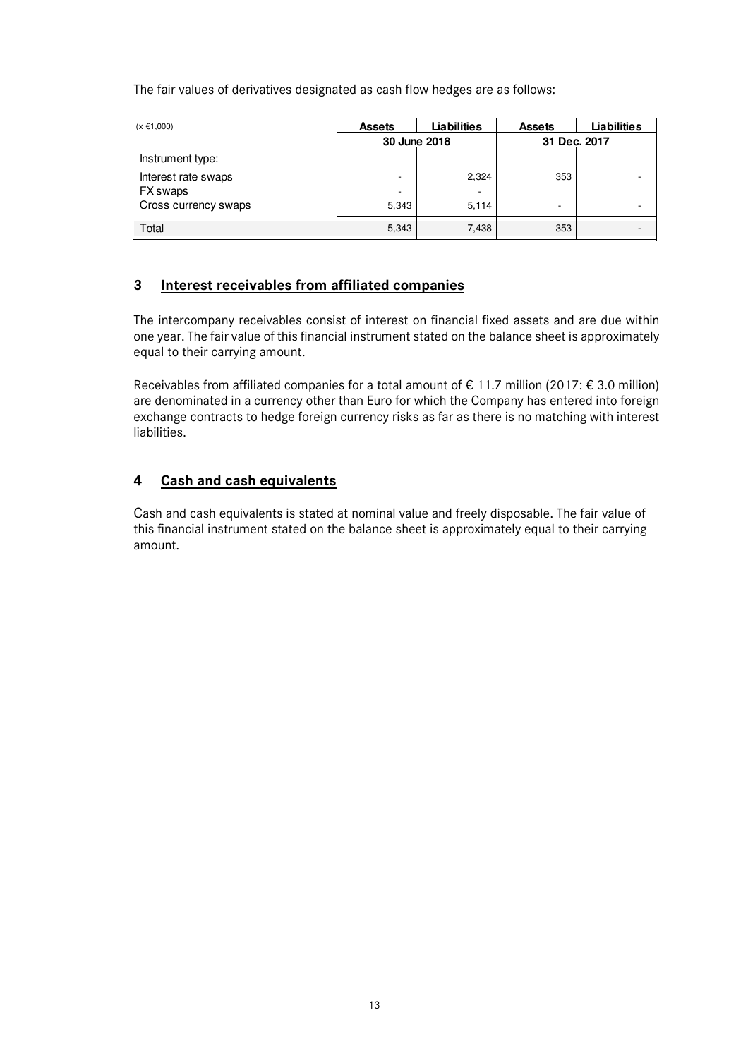The fair values of derivatives designated as cash flow hedges are as follows:

| (x €1,000) | Assets | Liabilities | Assets | Liabilities |
|---|---|---|---|---|
| | 30 June 2018 | | 31 Dec. 2017 | |
| Instrument type: | | | | |
| Interest rate swaps | - | 2,324 | 353 | - |
| FX swaps | - | - | | |
| Cross currency swaps | 5,343 | 5,114 | - | - |
| Total | 5,343 | 7,438 | 353 | - |

## 3 Interest receivables from affiliated companies

The intercompany receivables consist of interest on financial fixed assets and are due within one year. The fair value of this financial instrument stated on the balance sheet is approximately equal to their carrying amount.

Receivables from affiliated companies for a total amount of € 11.7 million (2017: € 3.0 million) are denominated in a currency other than Euro for which the Company has entered into foreign exchange contracts to hedge foreign currency risks as far as there is no matching with interest liabilities.

## 4 Cash and cash equivalents

Cash and cash equivalents is stated at nominal value and freely disposable. The fair value of this financial instrument stated on the balance sheet is approximately equal to their carrying amount.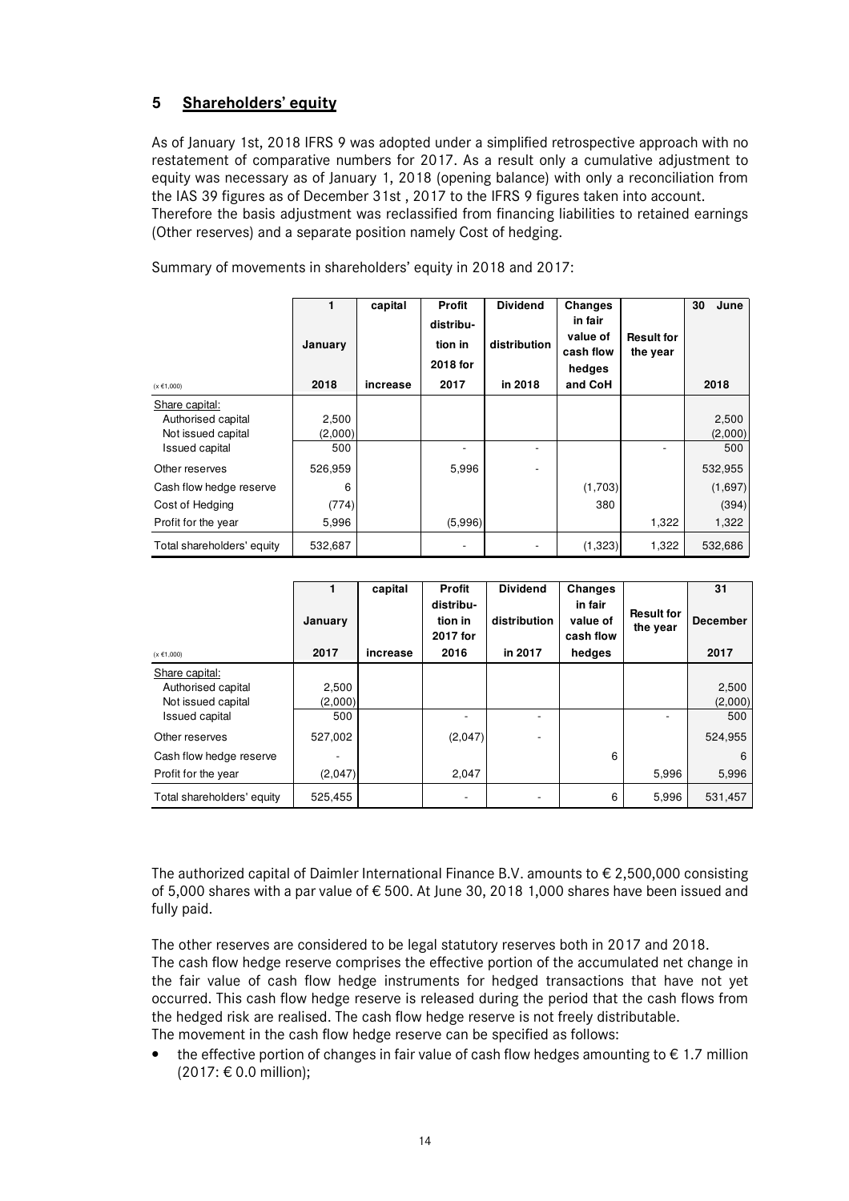## 5 Shareholders' equity

As of January 1st, 2018 IFRS 9 was adopted under a simplified retrospective approach with no restatement of comparative numbers for 2017. As a result only a cumulative adjustment to equity was necessary as of January 1, 2018 (opening balance) with only a reconciliation from the IAS 39 figures as of December 31st , 2017 to the IFRS 9 figures taken into account.
Therefore the basis adjustment was reclassified from financing liabilities to retained earnings (Other reserves) and a separate position namely Cost of hedging.

Summary of movements in shareholders' equity in 2018 and 2017:

| (x €1,000) | 1 January 2018 | capital increase | Profit distribution in 2018 for 2017 | Dividend distribution in 2018 | Changes in fair value of cash flow hedges and CoH | Result for the year | 30 June 2018 |
|---|---|---|---|---|---|---|---|
| Share capital: | | | | | | | |
| Authorised capital | 2,500 | | | | | | 2,500 |
| Not issued capital | (2,000) | | | | | | (2,000) |
| Issued capital | 500 | | - | - | | - | 500 |
| Other reserves | 526,959 | | 5,996 | - | | | 532,955 |
| Cash flow hedge reserve | 6 | | | | (1,703) | | (1,697) |
| Cost of Hedging | (774) | | | | 380 | | (394) |
| Profit for the year | 5,996 | | (5,996) | | | 1,322 | 1,322 |
| Total shareholders' equity | 532,687 | | - | - | (1,323) | 1,322 | 532,686 |

| (x €1,000) | 1 January 2017 | capital increase | Profit distribution in 2017 for 2016 | Dividend distribution in 2017 | Changes in fair value of cash flow hedges | Result for the year | 31 December 2017 |
|---|---|---|---|---|---|---|---|
| Share capital: | | | | | | | |
| Authorised capital | 2,500 | | | | | | 2,500 |
| Not issued capital | (2,000) | | | | | | (2,000) |
| Issued capital | 500 | | - | - | | - | 500 |
| Other reserves | 527,002 | | (2,047) | - | | | 524,955 |
| Cash flow hedge reserve | - | | | | 6 | | 6 |
| Profit for the year | (2,047) | | 2,047 | | | 5,996 | 5,996 |
| Total shareholders' equity | 525,455 | | - | - | 6 | 5,996 | 531,457 |

The authorized capital of Daimler International Finance B.V. amounts to € 2,500,000 consisting of 5,000 shares with a par value of € 500. At June 30, 2018 1,000 shares have been issued and fully paid.

The other reserves are considered to be legal statutory reserves both in 2017 and 2018.
The cash flow hedge reserve comprises the effective portion of the accumulated net change in the fair value of cash flow hedge instruments for hedged transactions that have not yet occurred. This cash flow hedge reserve is released during the period that the cash flows from the hedged risk are realised. The cash flow hedge reserve is not freely distributable.
The movement in the cash flow hedge reserve can be specified as follows:

- the effective portion of changes in fair value of cash flow hedges amounting to € 1.7 million (2017: € 0.0 million);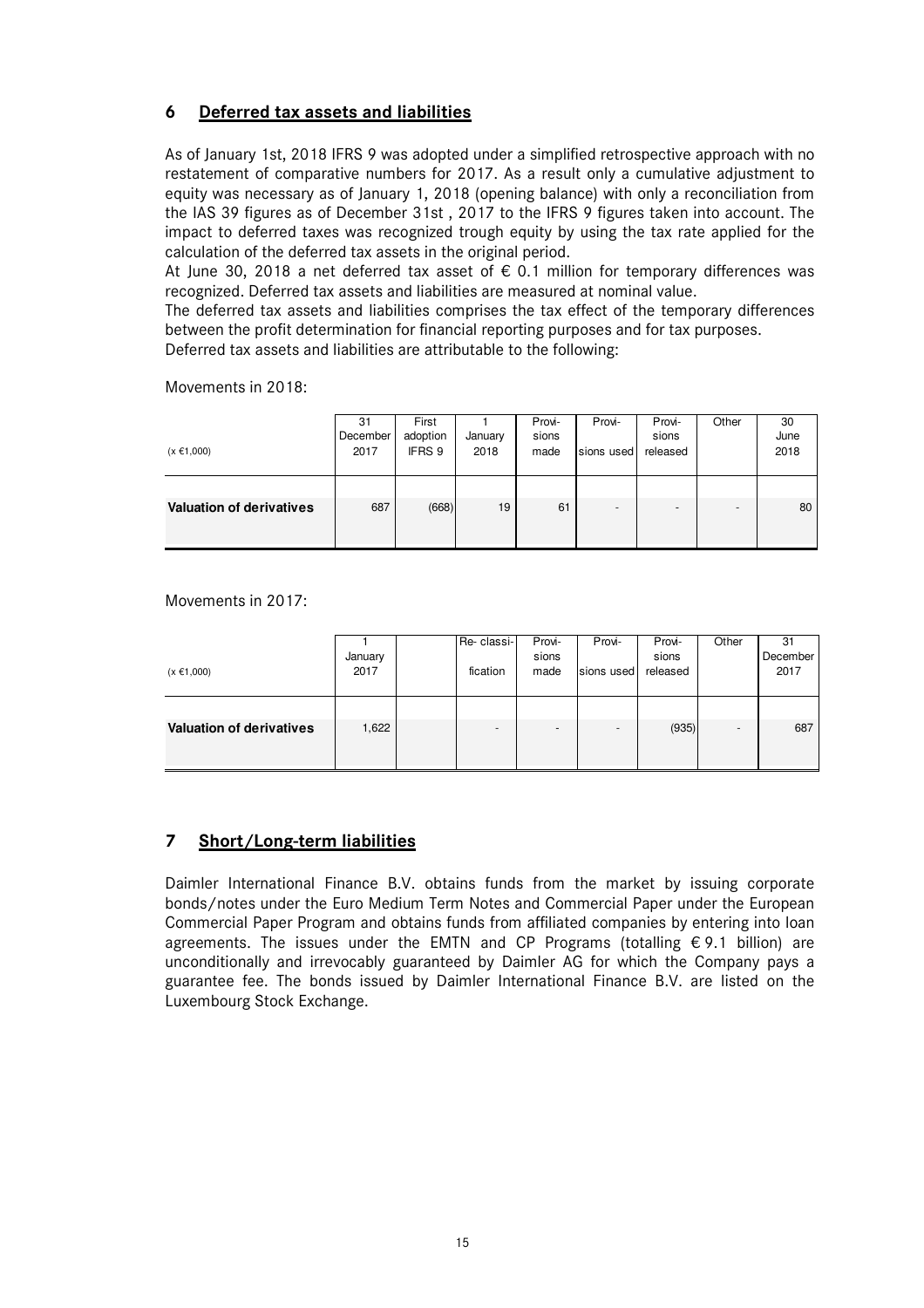## 6 Deferred tax assets and liabilities

As of January 1st, 2018 IFRS 9 was adopted under a simplified retrospective approach with no restatement of comparative numbers for 2017. As a result only a cumulative adjustment to equity was necessary as of January 1, 2018 (opening balance) with only a reconciliation from the IAS 39 figures as of December 31st , 2017 to the IFRS 9 figures taken into account. The impact to deferred taxes was recognized trough equity by using the tax rate applied for the calculation of the deferred tax assets in the original period.

At June 30, 2018 a net deferred tax asset of € 0.1 million for temporary differences was recognized. Deferred tax assets and liabilities are measured at nominal value.

The deferred tax assets and liabilities comprises the tax effect of the temporary differences between the profit determination for financial reporting purposes and for tax purposes.

Deferred tax assets and liabilities are attributable to the following:

Movements in 2018:

| (x €1,000) | 31 December 2017 | First adoption IFRS 9 | 1 January 2018 | Provi-sions made | Provi-sions used | Provi-sions released | Other | 30 June 2018 |
|---|---|---|---|---|---|---|---|---|
| **Valuation of derivatives** | 687 | (668) | 19 | 61 | - | - | - | 80 |

Movements in 2017:

| (x €1,000) | 1 January 2017 | | Re- classi-fication | Provi-sions made | Provi-sions used | Provi-sions released | Other | 31 December 2017 |
|---|---|---|---|---|---|---|---|---|
| **Valuation of derivatives** | 1,622 | | - | - | - | (935) | - | 687 |

## 7 Short/Long-term liabilities

Daimler International Finance B.V. obtains funds from the market by issuing corporate bonds/notes under the Euro Medium Term Notes and Commercial Paper under the European Commercial Paper Program and obtains funds from affiliated companies by entering into loan agreements. The issues under the EMTN and CP Programs (totalling € 9.1 billion) are unconditionally and irrevocably guaranteed by Daimler AG for which the Company pays a guarantee fee. The bonds issued by Daimler International Finance B.V. are listed on the Luxembourg Stock Exchange.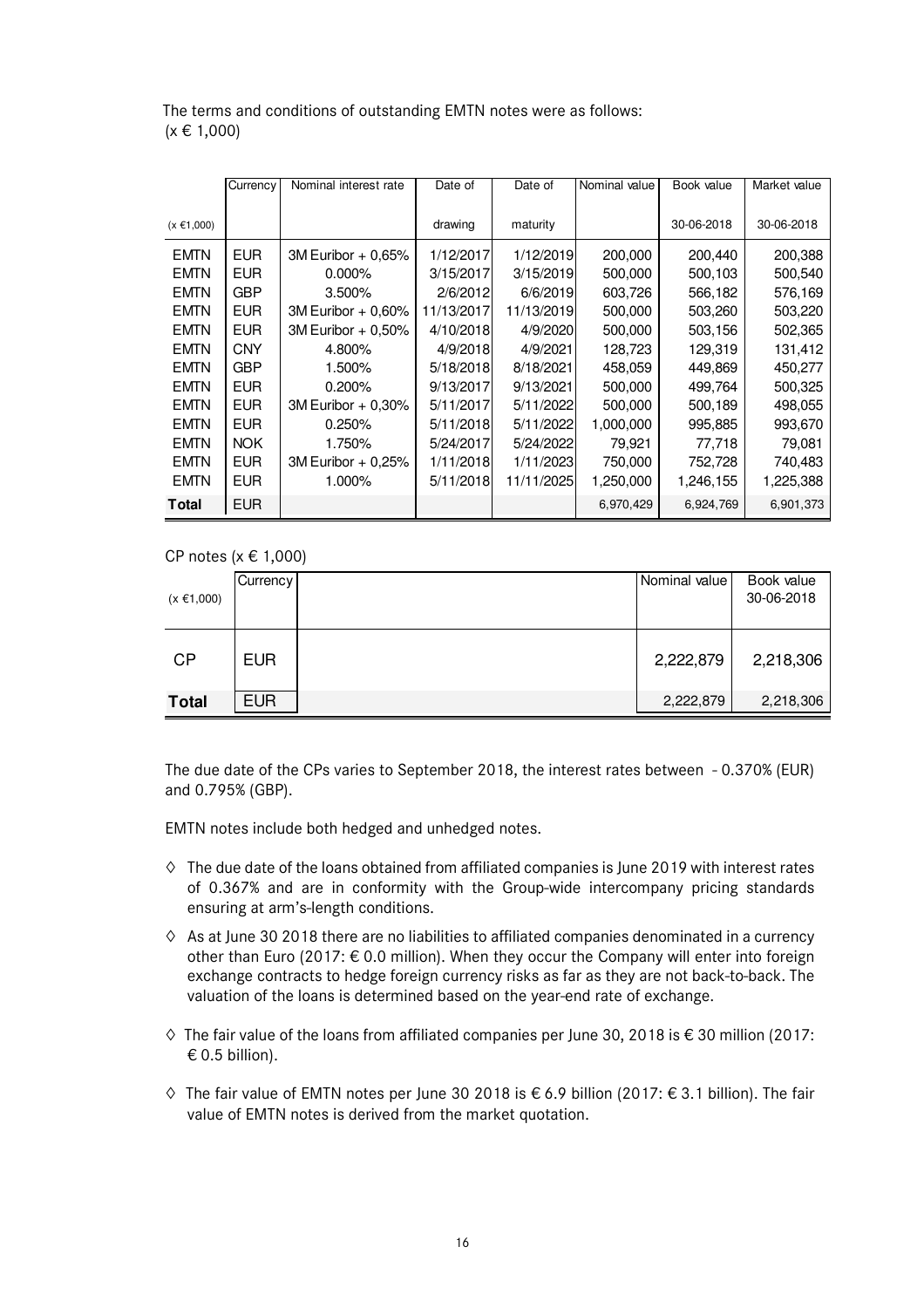The terms and conditions of outstanding EMTN notes were as follows:
(x € 1,000)

| (x €1,000) | Currency | Nominal interest rate | Date of drawing | Date of maturity | Nominal value | Book value 30-06-2018 | Market value 30-06-2018 |
|---|---|---|---|---|---|---|---|
| EMTN | EUR | 3M Euribor + 0,65% | 1/12/2017 | 1/12/2019 | 200,000 | 200,440 | 200,388 |
| EMTN | EUR | 0.000% | 3/15/2017 | 3/15/2019 | 500,000 | 500,103 | 500,540 |
| EMTN | GBP | 3.500% | 2/6/2012 | 6/6/2019 | 603,726 | 566,182 | 576,169 |
| EMTN | EUR | 3M Euribor + 0,60% | 11/13/2017 | 11/13/2019 | 500,000 | 503,260 | 503,220 |
| EMTN | EUR | 3M Euribor + 0,50% | 4/10/2018 | 4/9/2020 | 500,000 | 503,156 | 502,365 |
| EMTN | CNY | 4.800% | 4/9/2018 | 4/9/2021 | 128,723 | 129,319 | 131,412 |
| EMTN | GBP | 1.500% | 5/18/2018 | 8/18/2021 | 458,059 | 449,869 | 450,277 |
| EMTN | EUR | 0.200% | 9/13/2017 | 9/13/2021 | 500,000 | 499,764 | 500,325 |
| EMTN | EUR | 3M Euribor + 0,30% | 5/11/2017 | 5/11/2022 | 500,000 | 500,189 | 498,055 |
| EMTN | EUR | 0.250% | 5/11/2018 | 5/11/2022 | 1,000,000 | 995,885 | 993,670 |
| EMTN | NOK | 1.750% | 5/24/2017 | 5/24/2022 | 79,921 | 77,718 | 79,081 |
| EMTN | EUR | 3M Euribor + 0,25% | 1/11/2018 | 1/11/2023 | 750,000 | 752,728 | 740,483 |
| EMTN | EUR | 1.000% | 5/11/2018 | 11/11/2025 | 1,250,000 | 1,246,155 | 1,225,388 |
| **Total** | EUR | | | | 6,970,429 | 6,924,769 | 6,901,373 |

CP notes (x € 1,000)

| (x €1,000) | Currency | | Nominal value | Book value 30-06-2018 |
|---|---|---|---|---|
| CP | EUR | | 2,222,879 | 2,218,306 |
| **Total** | EUR | | 2,222,879 | 2,218,306 |

The due date of the CPs varies to September 2018, the interest rates between - 0.370% (EUR) and 0.795% (GBP).

EMTN notes include both hedged and unhedged notes.

- ◊ The due date of the loans obtained from affiliated companies is June 2019 with interest rates of 0.367% and are in conformity with the Group-wide intercompany pricing standards ensuring at arm's-length conditions.
- ◊ As at June 30 2018 there are no liabilities to affiliated companies denominated in a currency other than Euro (2017: € 0.0 million). When they occur the Company will enter into foreign exchange contracts to hedge foreign currency risks as far as they are not back-to-back. The valuation of the loans is determined based on the year-end rate of exchange.
- ◊ The fair value of the loans from affiliated companies per June 30, 2018 is € 30 million (2017: € 0.5 billion).
- ◊ The fair value of EMTN notes per June 30 2018 is € 6.9 billion (2017: € 3.1 billion). The fair value of EMTN notes is derived from the market quotation.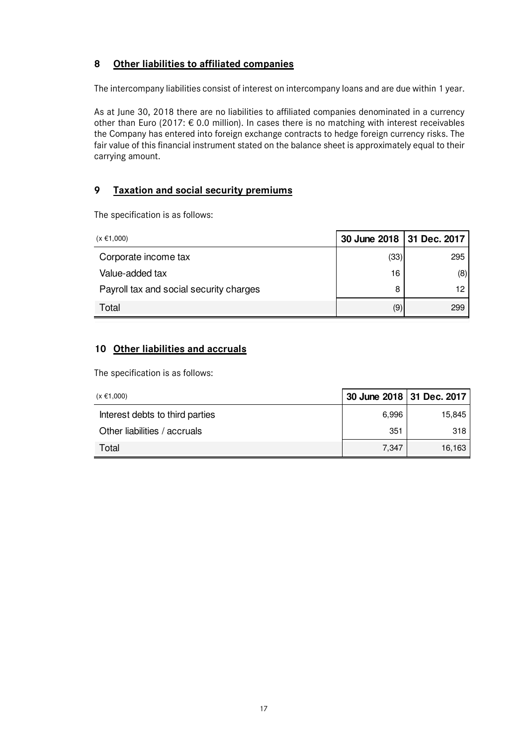## 8 Other liabilities to affiliated companies

The intercompany liabilities consist of interest on intercompany loans and are due within 1 year.

As at June 30, 2018 there are no liabilities to affiliated companies denominated in a currency other than Euro (2017: € 0.0 million). In cases there is no matching with interest receivables the Company has entered into foreign exchange contracts to hedge foreign currency risks. The fair value of this financial instrument stated on the balance sheet is approximately equal to their carrying amount.

## 9 Taxation and social security premiums

The specification is as follows:

| (x €1,000) | 30 June 2018 | 31 Dec. 2017 |
|---|---|---|
| Corporate income tax | (33) | 295 |
| Value-added tax | 16 | (8) |
| Payroll tax and social security charges | 8 | 12 |
| Total | (9) | 299 |

## 10 Other liabilities and accruals

The specification is as follows:

| (x €1,000) | 30 June 2018 | 31 Dec. 2017 |
|---|---|---|
| Interest debts to third parties | 6,996 | 15,845 |
| Other liabilities / accruals | 351 | 318 |
| Total | 7,347 | 16,163 |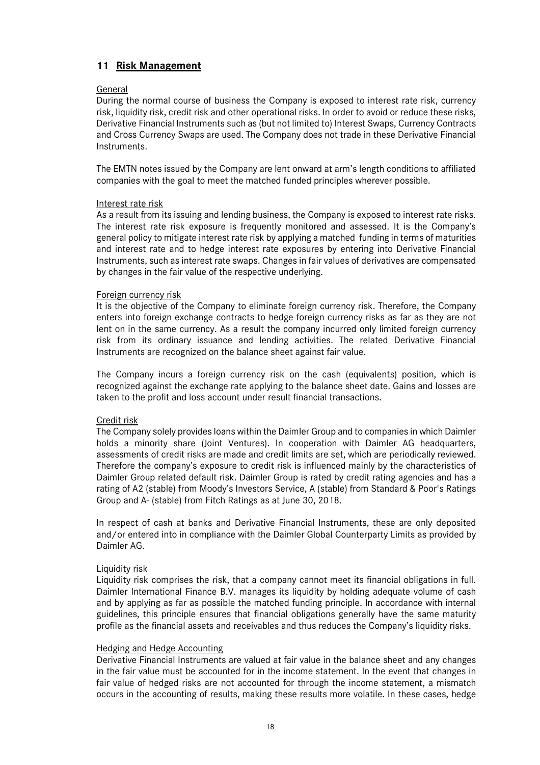## 11 Risk Management

General

During the normal course of business the Company is exposed to interest rate risk, currency risk, liquidity risk, credit risk and other operational risks. In order to avoid or reduce these risks, Derivative Financial Instruments such as (but not limited to) Interest Swaps, Currency Contracts and Cross Currency Swaps are used. The Company does not trade in these Derivative Financial Instruments.

The EMTN notes issued by the Company are lent onward at arm's length conditions to affiliated companies with the goal to meet the matched funded principles wherever possible.

Interest rate risk

As a result from its issuing and lending business, the Company is exposed to interest rate risks. The interest rate risk exposure is frequently monitored and assessed. It is the Company's general policy to mitigate interest rate risk by applying a matched funding in terms of maturities and interest rate and to hedge interest rate exposures by entering into Derivative Financial Instruments, such as interest rate swaps. Changes in fair values of derivatives are compensated by changes in the fair value of the respective underlying.

Foreign currency risk

It is the objective of the Company to eliminate foreign currency risk. Therefore, the Company enters into foreign exchange contracts to hedge foreign currency risks as far as they are not lent on in the same currency. As a result the company incurred only limited foreign currency risk from its ordinary issuance and lending activities. The related Derivative Financial Instruments are recognized on the balance sheet against fair value.

The Company incurs a foreign currency risk on the cash (equivalents) position, which is recognized against the exchange rate applying to the balance sheet date. Gains and losses are taken to the profit and loss account under result financial transactions.

Credit risk

The Company solely provides loans within the Daimler Group and to companies in which Daimler holds a minority share (Joint Ventures). In cooperation with Daimler AG headquarters, assessments of credit risks are made and credit limits are set, which are periodically reviewed. Therefore the company's exposure to credit risk is influenced mainly by the characteristics of Daimler Group related default risk. Daimler Group is rated by credit rating agencies and has a rating of A2 (stable) from Moody's Investors Service, A (stable) from Standard & Poor's Ratings Group and A- (stable) from Fitch Ratings as at June 30, 2018.

In respect of cash at banks and Derivative Financial Instruments, these are only deposited and/or entered into in compliance with the Daimler Global Counterparty Limits as provided by Daimler AG.

Liquidity risk

Liquidity risk comprises the risk, that a company cannot meet its financial obligations in full. Daimler International Finance B.V. manages its liquidity by holding adequate volume of cash and by applying as far as possible the matched funding principle. In accordance with internal guidelines, this principle ensures that financial obligations generally have the same maturity profile as the financial assets and receivables and thus reduces the Company's liquidity risks.

Hedging and Hedge Accounting

Derivative Financial Instruments are valued at fair value in the balance sheet and any changes in the fair value must be accounted for in the income statement. In the event that changes in fair value of hedged risks are not accounted for through the income statement, a mismatch occurs in the accounting of results, making these results more volatile. In these cases, hedge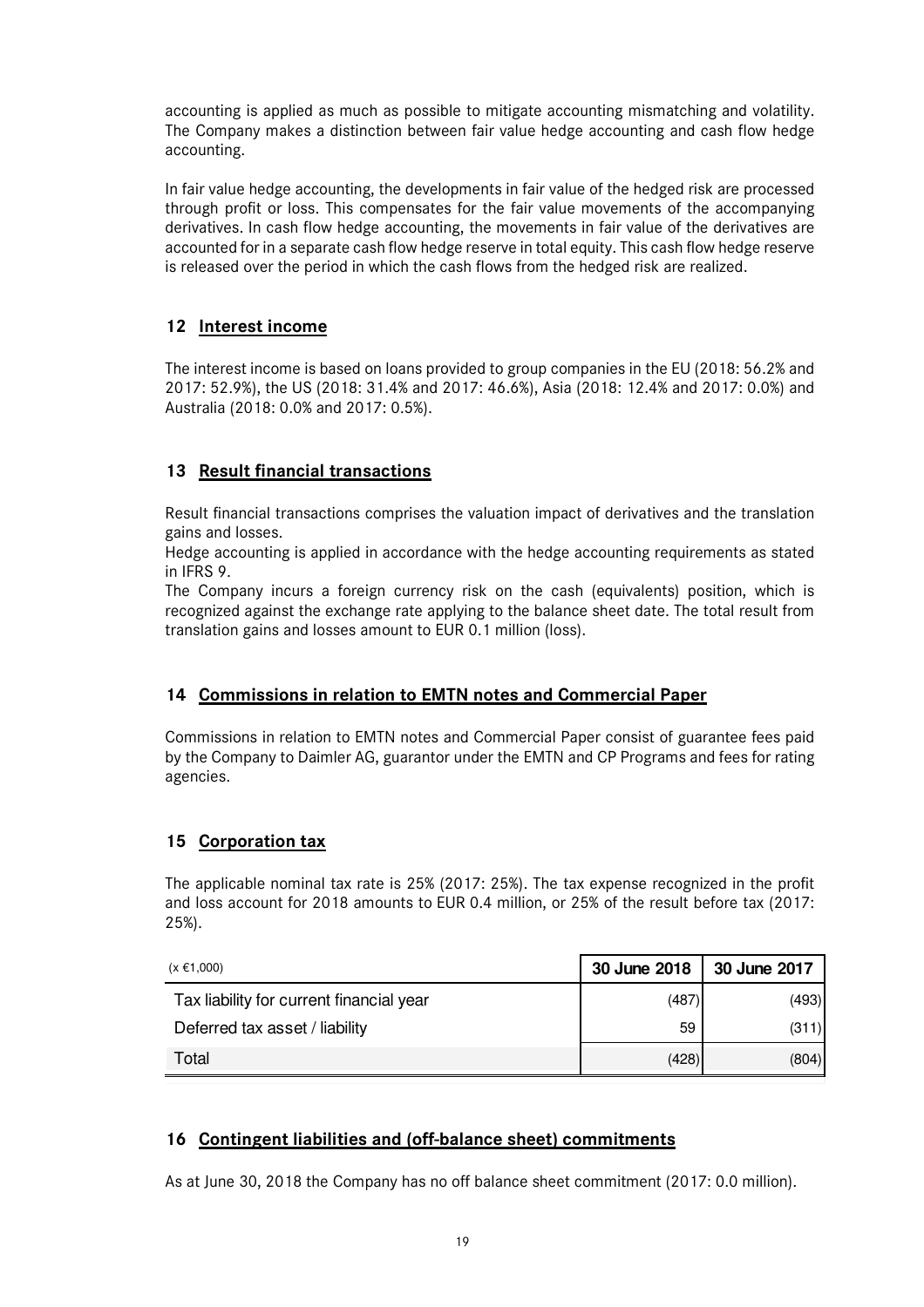accounting is applied as much as possible to mitigate accounting mismatching and volatility. The Company makes a distinction between fair value hedge accounting and cash flow hedge accounting.

In fair value hedge accounting, the developments in fair value of the hedged risk are processed through profit or loss. This compensates for the fair value movements of the accompanying derivatives. In cash flow hedge accounting, the movements in fair value of the derivatives are accounted for in a separate cash flow hedge reserve in total equity. This cash flow hedge reserve is released over the period in which the cash flows from the hedged risk are realized.

## 12 Interest income

The interest income is based on loans provided to group companies in the EU (2018: 56.2% and 2017: 52.9%), the US (2018: 31.4% and 2017: 46.6%), Asia (2018: 12.4% and 2017: 0.0%) and Australia (2018: 0.0% and 2017: 0.5%).

## 13 Result financial transactions

Result financial transactions comprises the valuation impact of derivatives and the translation gains and losses.
Hedge accounting is applied in accordance with the hedge accounting requirements as stated in IFRS 9.
The Company incurs a foreign currency risk on the cash (equivalents) position, which is recognized against the exchange rate applying to the balance sheet date. The total result from translation gains and losses amount to EUR 0.1 million (loss).

## 14 Commissions in relation to EMTN notes and Commercial Paper

Commissions in relation to EMTN notes and Commercial Paper consist of guarantee fees paid by the Company to Daimler AG, guarantor under the EMTN and CP Programs and fees for rating agencies.

## 15 Corporation tax

The applicable nominal tax rate is 25% (2017: 25%). The tax expense recognized in the profit and loss account for 2018 amounts to EUR 0.4 million, or 25% of the result before tax (2017: 25%).

| (x €1,000) | 30 June 2018 | 30 June 2017 |
|---|---|---|
| Tax liability for current financial year | (487) | (493) |
| Deferred tax asset / liability | 59 | (311) |
| Total | (428) | (804) |

## 16 Contingent liabilities and (off-balance sheet) commitments

As at June 30, 2018 the Company has no off balance sheet commitment (2017: 0.0 million).